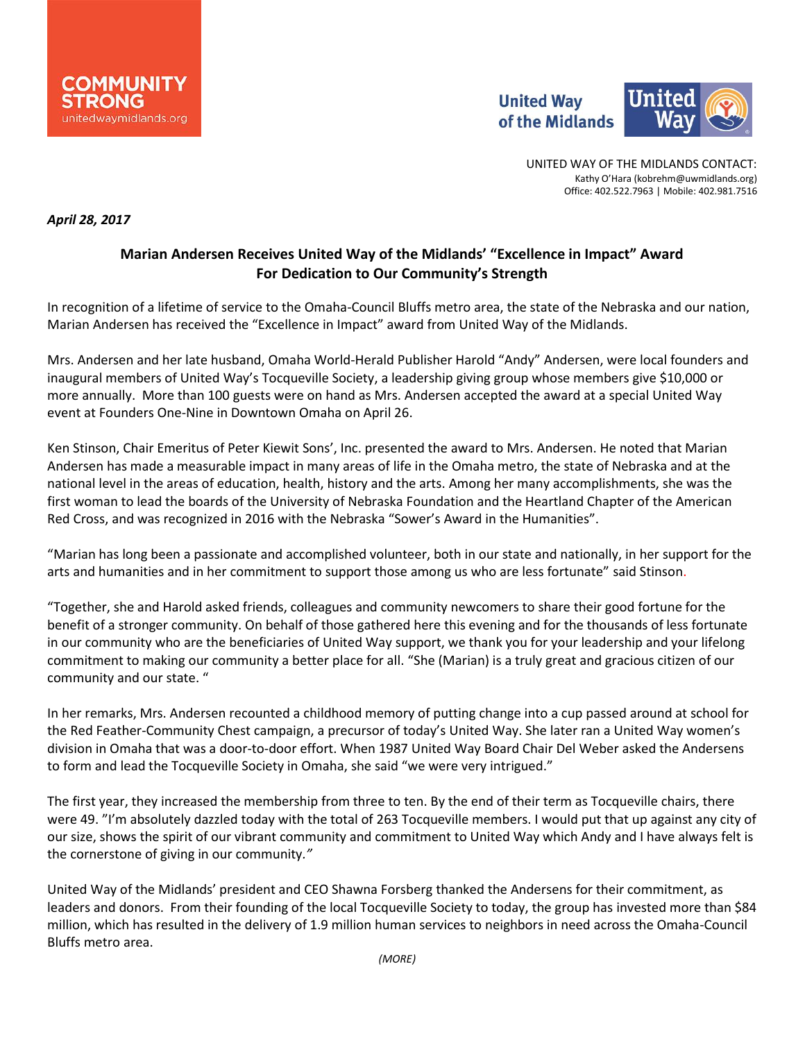COMMUNITY STRONG
unitedwaymidlands.org

United Way of the Midlands

UNITED WAY OF THE MIDLANDS CONTACT:
Kathy O'Hara (kobrehm@uwmidlands.org)
Office: 402.522.7963 | Mobile: 402.981.7516

*April 28, 2017*

**Marian Andersen Receives United Way of the Midlands' "Excellence in Impact" Award For Dedication to Our Community's Strength**

In recognition of a lifetime of service to the Omaha-Council Bluffs metro area, the state of the Nebraska and our nation, Marian Andersen has received the "Excellence in Impact" award from United Way of the Midlands.

Mrs. Andersen and her late husband, Omaha World-Herald Publisher Harold "Andy" Andersen, were local founders and inaugural members of United Way's Tocqueville Society, a leadership giving group whose members give $10,000 or more annually. More than 100 guests were on hand as Mrs. Andersen accepted the award at a special United Way event at Founders One-Nine in Downtown Omaha on April 26.

Ken Stinson, Chair Emeritus of Peter Kiewit Sons', Inc. presented the award to Mrs. Andersen. He noted that Marian Andersen has made a measurable impact in many areas of life in the Omaha metro, the state of Nebraska and at the national level in the areas of education, health, history and the arts. Among her many accomplishments, she was the first woman to lead the boards of the University of Nebraska Foundation and the Heartland Chapter of the American Red Cross, and was recognized in 2016 with the Nebraska "Sower's Award in the Humanities".

"Marian has long been a passionate and accomplished volunteer, both in our state and nationally, in her support for the arts and humanities and in her commitment to support those among us who are less fortunate" said Stinson.

"Together, she and Harold asked friends, colleagues and community newcomers to share their good fortune for the benefit of a stronger community. On behalf of those gathered here this evening and for the thousands of less fortunate in our community who are the beneficiaries of United Way support, we thank you for your leadership and your lifelong commitment to making our community a better place for all. "She (Marian) is a truly great and gracious citizen of our community and our state. "

In her remarks, Mrs. Andersen recounted a childhood memory of putting change into a cup passed around at school for the Red Feather-Community Chest campaign, a precursor of today's United Way. She later ran a United Way women's division in Omaha that was a door-to-door effort. When 1987 United Way Board Chair Del Weber asked the Andersens to form and lead the Tocqueville Society in Omaha, she said "we were very intrigued."

The first year, they increased the membership from three to ten. By the end of their term as Tocqueville chairs, there were 49. "I'm absolutely dazzled today with the total of 263 Tocqueville members. I would put that up against any city of our size, shows the spirit of our vibrant community and commitment to United Way which Andy and I have always felt is the cornerstone of giving in our community."

United Way of the Midlands' president and CEO Shawna Forsberg thanked the Andersens for their commitment, as leaders and donors. From their founding of the local Tocqueville Society to today, the group has invested more than $84 million, which has resulted in the delivery of 1.9 million human services to neighbors in need across the Omaha-Council Bluffs metro area.

*(MORE)*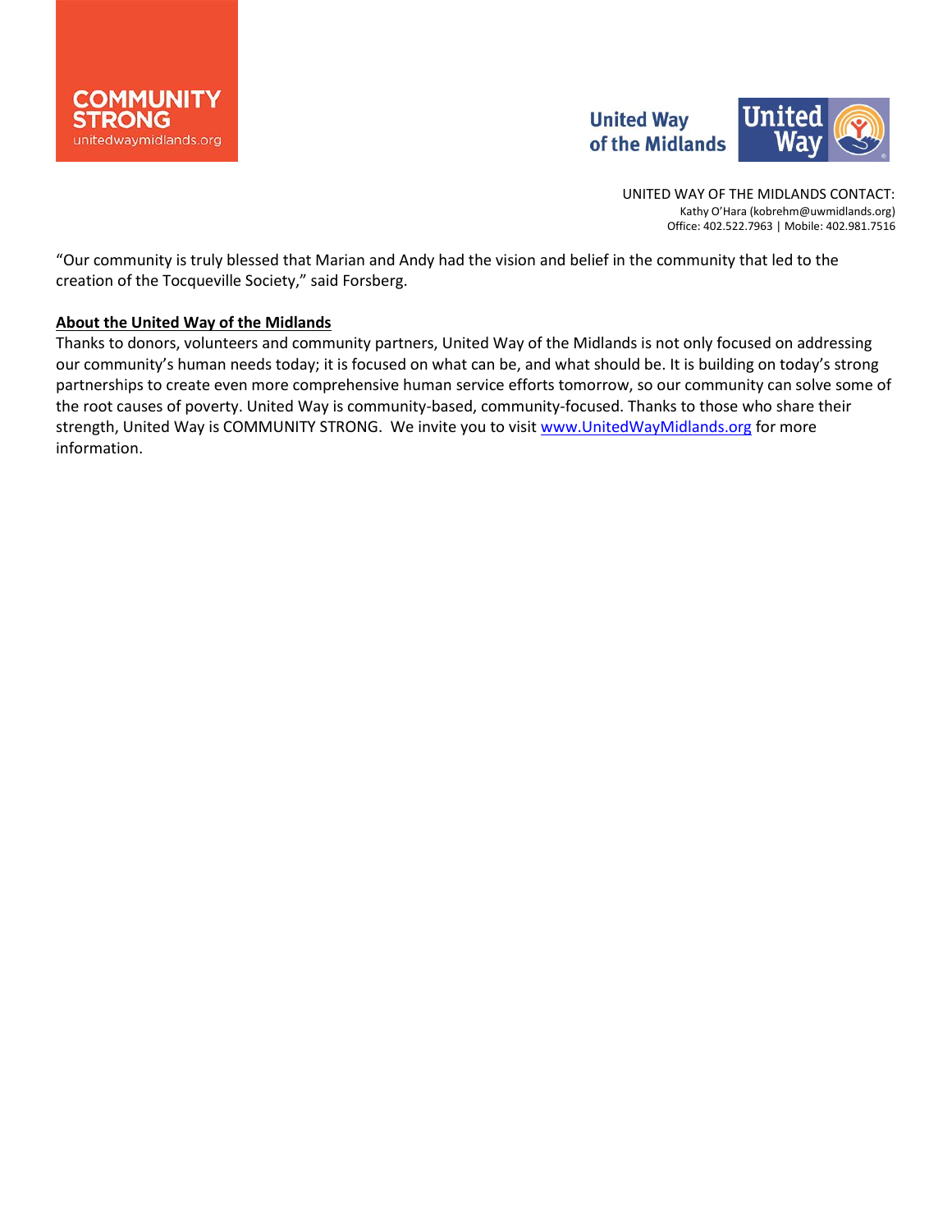UNITED WAY OF THE MIDLANDS CONTACT:
Kathy O'Hara (kobrehm@uwmidlands.org)
Office: 402.522.7963 | Mobile: 402.981.7516

"Our community is truly blessed that Marian and Andy had the vision and belief in the community that led to the creation of the Tocqueville Society," said Forsberg.

**About the United Way of the Midlands**

Thanks to donors, volunteers and community partners, United Way of the Midlands is not only focused on addressing our community's human needs today; it is focused on what can be, and what should be. It is building on today's strong partnerships to create even more comprehensive human service efforts tomorrow, so our community can solve some of the root causes of poverty. United Way is community-based, community-focused. Thanks to those who share their strength, United Way is COMMUNITY STRONG. We invite you to visit www.UnitedWayMidlands.org for more information.